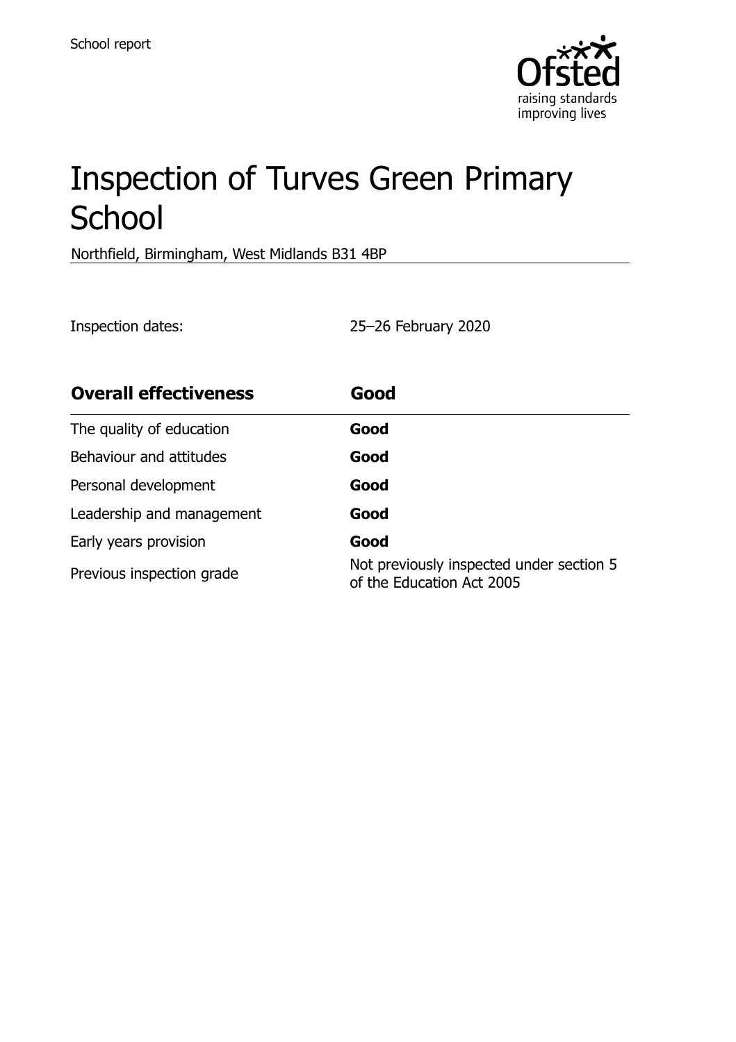School report

# Inspection of Turves Green Primary School

Northfield, Birmingham, West Midlands B31 4BP

Inspection dates: 25–26 February 2020

| **Overall effectiveness** | **Good** |
| --- | --- |
| The quality of education | **Good** |
| Behaviour and attitudes | **Good** |
| Personal development | **Good** |
| Leadership and management | **Good** |
| Early years provision | **Good** |
| Previous inspection grade | Not previously inspected under section 5 of the Education Act 2005 |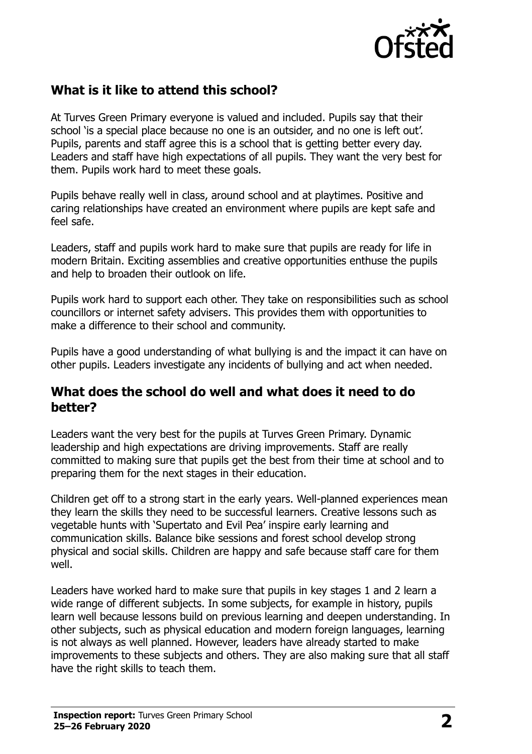## What is it like to attend this school?

At Turves Green Primary everyone is valued and included. Pupils say that their school 'is a special place because no one is an outsider, and no one is left out'. Pupils, parents and staff agree this is a school that is getting better every day. Leaders and staff have high expectations of all pupils. They want the very best for them. Pupils work hard to meet these goals.

Pupils behave really well in class, around school and at playtimes. Positive and caring relationships have created an environment where pupils are kept safe and feel safe.

Leaders, staff and pupils work hard to make sure that pupils are ready for life in modern Britain. Exciting assemblies and creative opportunities enthuse the pupils and help to broaden their outlook on life.

Pupils work hard to support each other. They take on responsibilities such as school councillors or internet safety advisers. This provides them with opportunities to make a difference to their school and community.

Pupils have a good understanding of what bullying is and the impact it can have on other pupils. Leaders investigate any incidents of bullying and act when needed.

## What does the school do well and what does it need to do better?

Leaders want the very best for the pupils at Turves Green Primary. Dynamic leadership and high expectations are driving improvements. Staff are really committed to making sure that pupils get the best from their time at school and to preparing them for the next stages in their education.

Children get off to a strong start in the early years. Well-planned experiences mean they learn the skills they need to be successful learners. Creative lessons such as vegetable hunts with 'Supertato and Evil Pea' inspire early learning and communication skills. Balance bike sessions and forest school develop strong physical and social skills. Children are happy and safe because staff care for them well.

Leaders have worked hard to make sure that pupils in key stages 1 and 2 learn a wide range of different subjects. In some subjects, for example in history, pupils learn well because lessons build on previous learning and deepen understanding. In other subjects, such as physical education and modern foreign languages, learning is not always as well planned. However, leaders have already started to make improvements to these subjects and others. They are also making sure that all staff have the right skills to teach them.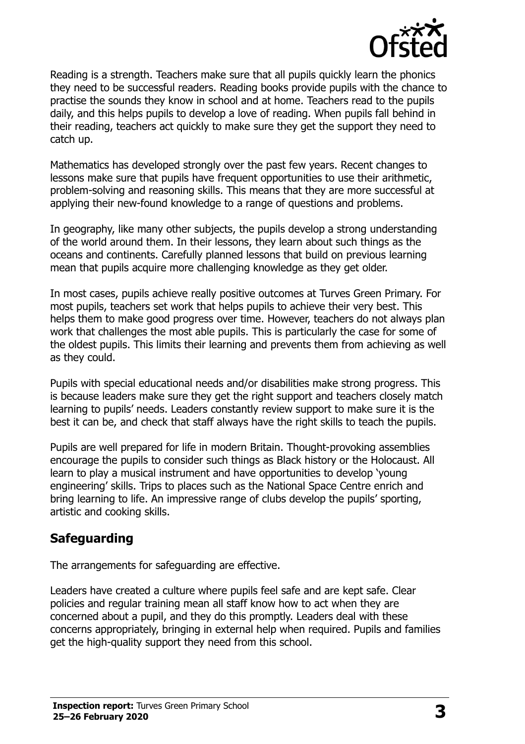Reading is a strength. Teachers make sure that all pupils quickly learn the phonics they need to be successful readers. Reading books provide pupils with the chance to practise the sounds they know in school and at home. Teachers read to the pupils daily, and this helps pupils to develop a love of reading. When pupils fall behind in their reading, teachers act quickly to make sure they get the support they need to catch up.

Mathematics has developed strongly over the past few years. Recent changes to lessons make sure that pupils have frequent opportunities to use their arithmetic, problem-solving and reasoning skills. This means that they are more successful at applying their new-found knowledge to a range of questions and problems.

In geography, like many other subjects, the pupils develop a strong understanding of the world around them. In their lessons, they learn about such things as the oceans and continents. Carefully planned lessons that build on previous learning mean that pupils acquire more challenging knowledge as they get older.

In most cases, pupils achieve really positive outcomes at Turves Green Primary. For most pupils, teachers set work that helps pupils to achieve their very best. This helps them to make good progress over time. However, teachers do not always plan work that challenges the most able pupils. This is particularly the case for some of the oldest pupils. This limits their learning and prevents them from achieving as well as they could.

Pupils with special educational needs and/or disabilities make strong progress. This is because leaders make sure they get the right support and teachers closely match learning to pupils' needs. Leaders constantly review support to make sure it is the best it can be, and check that staff always have the right skills to teach the pupils.

Pupils are well prepared for life in modern Britain. Thought-provoking assemblies encourage the pupils to consider such things as Black history or the Holocaust. All learn to play a musical instrument and have opportunities to develop 'young engineering' skills. Trips to places such as the National Space Centre enrich and bring learning to life. An impressive range of clubs develop the pupils' sporting, artistic and cooking skills.

## Safeguarding

The arrangements for safeguarding are effective.

Leaders have created a culture where pupils feel safe and are kept safe. Clear policies and regular training mean all staff know how to act when they are concerned about a pupil, and they do this promptly. Leaders deal with these concerns appropriately, bringing in external help when required. Pupils and families get the high-quality support they need from this school.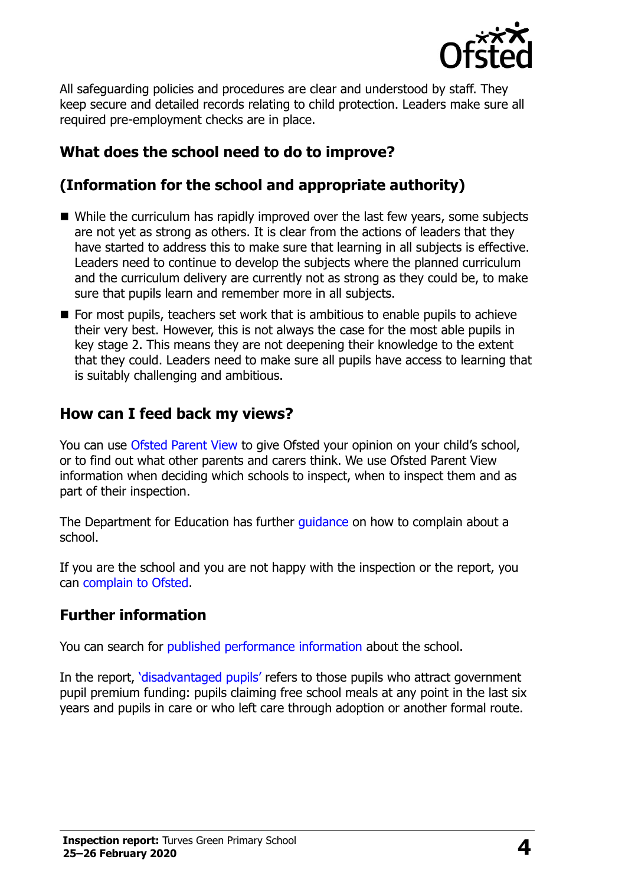All safeguarding policies and procedures are clear and understood by staff. They keep secure and detailed records relating to child protection. Leaders make sure all required pre-employment checks are in place.

## What does the school need to do to improve?

## (Information for the school and appropriate authority)

- While the curriculum has rapidly improved over the last few years, some subjects are not yet as strong as others. It is clear from the actions of leaders that they have started to address this to make sure that learning in all subjects is effective. Leaders need to continue to develop the subjects where the planned curriculum and the curriculum delivery are currently not as strong as they could be, to make sure that pupils learn and remember more in all subjects.
- For most pupils, teachers set work that is ambitious to enable pupils to achieve their very best. However, this is not always the case for the most able pupils in key stage 2. This means they are not deepening their knowledge to the extent that they could. Leaders need to make sure all pupils have access to learning that is suitably challenging and ambitious.

## How can I feed back my views?

You can use Ofsted Parent View to give Ofsted your opinion on your child's school, or to find out what other parents and carers think. We use Ofsted Parent View information when deciding which schools to inspect, when to inspect them and as part of their inspection.

The Department for Education has further guidance on how to complain about a school.

If you are the school and you are not happy with the inspection or the report, you can complain to Ofsted.

## Further information

You can search for published performance information about the school.

In the report, 'disadvantaged pupils' refers to those pupils who attract government pupil premium funding: pupils claiming free school meals at any point in the last six years and pupils in care or who left care through adoption or another formal route.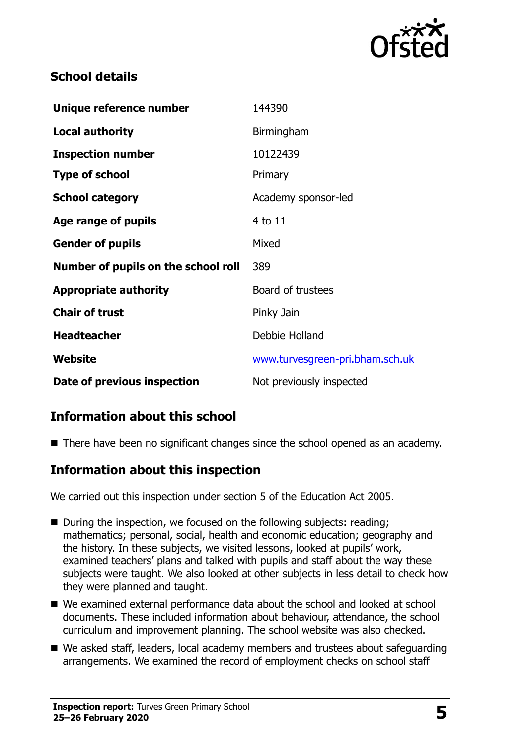## School details

| | |
|---|---|
| **Unique reference number** | 144390 |
| **Local authority** | Birmingham |
| **Inspection number** | 10122439 |
| **Type of school** | Primary |
| **School category** | Academy sponsor-led |
| **Age range of pupils** | 4 to 11 |
| **Gender of pupils** | Mixed |
| **Number of pupils on the school roll** | 389 |
| **Appropriate authority** | Board of trustees |
| **Chair of trust** | Pinky Jain |
| **Headteacher** | Debbie Holland |
| **Website** | www.turvesgreen-pri.bham.sch.uk |
| **Date of previous inspection** | Not previously inspected |

## Information about this school

- There have been no significant changes since the school opened as an academy.

## Information about this inspection

We carried out this inspection under section 5 of the Education Act 2005.

- During the inspection, we focused on the following subjects: reading; mathematics; personal, social, health and economic education; geography and the history. In these subjects, we visited lessons, looked at pupils' work, examined teachers' plans and talked with pupils and staff about the way these subjects were taught. We also looked at other subjects in less detail to check how they were planned and taught.
- We examined external performance data about the school and looked at school documents. These included information about behaviour, attendance, the school curriculum and improvement planning. The school website was also checked.
- We asked staff, leaders, local academy members and trustees about safeguarding arrangements. We examined the record of employment checks on school staff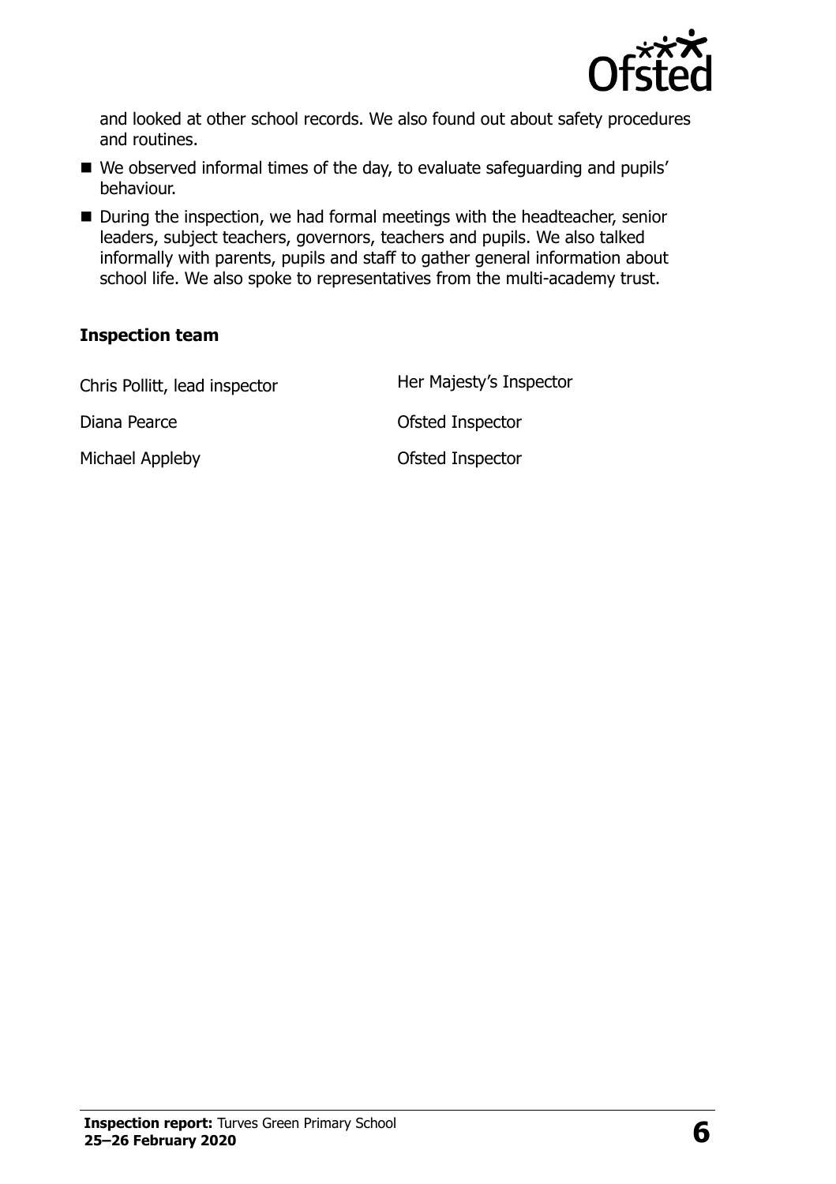and looked at other school records. We also found out about safety procedures and routines.

- We observed informal times of the day, to evaluate safeguarding and pupils' behaviour.
- During the inspection, we had formal meetings with the headteacher, senior leaders, subject teachers, governors, teachers and pupils. We also talked informally with parents, pupils and staff to gather general information about school life. We also spoke to representatives from the multi-academy trust.

### Inspection team

| | |
|---|---|
| Chris Pollitt, lead inspector | Her Majesty's Inspector |
| Diana Pearce | Ofsted Inspector |
| Michael Appleby | Ofsted Inspector |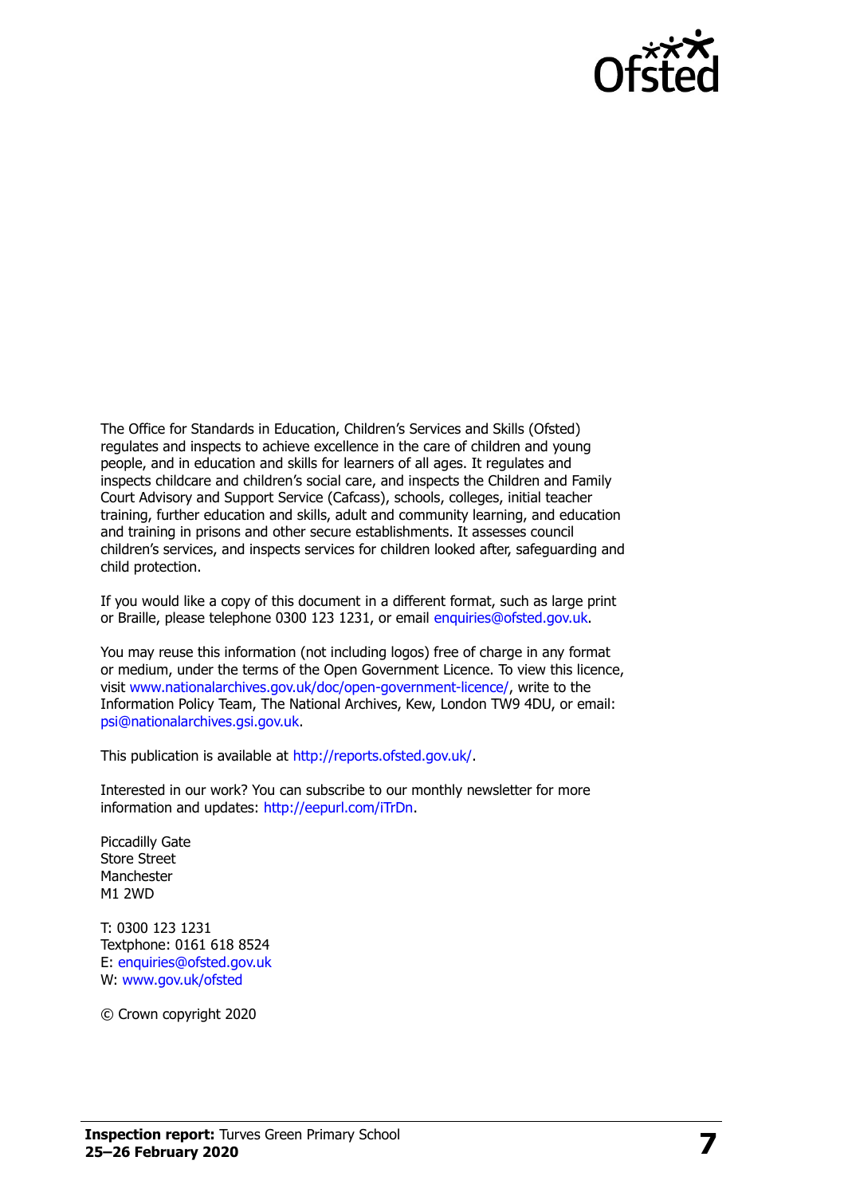The Office for Standards in Education, Children's Services and Skills (Ofsted) regulates and inspects to achieve excellence in the care of children and young people, and in education and skills for learners of all ages. It regulates and inspects childcare and children's social care, and inspects the Children and Family Court Advisory and Support Service (Cafcass), schools, colleges, initial teacher training, further education and skills, adult and community learning, and education and training in prisons and other secure establishments. It assesses council children's services, and inspects services for children looked after, safeguarding and child protection.

If you would like a copy of this document in a different format, such as large print or Braille, please telephone 0300 123 1231, or email enquiries@ofsted.gov.uk.

You may reuse this information (not including logos) free of charge in any format or medium, under the terms of the Open Government Licence. To view this licence, visit www.nationalarchives.gov.uk/doc/open-government-licence/, write to the Information Policy Team, The National Archives, Kew, London TW9 4DU, or email: psi@nationalarchives.gsi.gov.uk.

This publication is available at http://reports.ofsted.gov.uk/.

Interested in our work? You can subscribe to our monthly newsletter for more information and updates: http://eepurl.com/iTrDn.

Piccadilly Gate
Store Street
Manchester
M1 2WD

T: 0300 123 1231
Textphone: 0161 618 8524
E: enquiries@ofsted.gov.uk
W: www.gov.uk/ofsted

© Crown copyright 2020